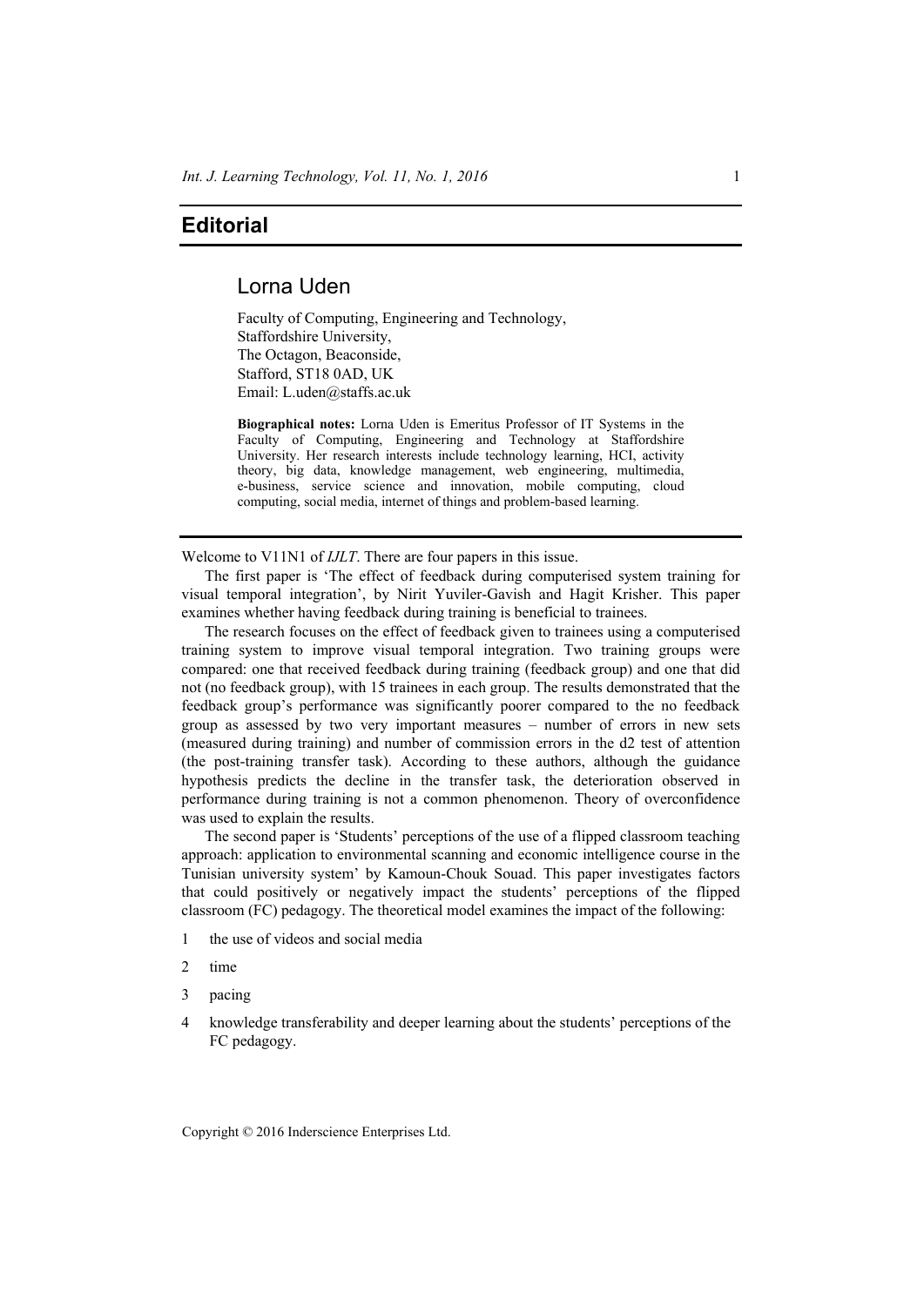# Editorial

## Lorna Uden

Faculty of Computing, Engineering and Technology,
Staffordshire University,
The Octagon, Beaconside,
Stafford, ST18 0AD, UK
Email: L.uden@staffs.ac.uk

**Biographical notes:** Lorna Uden is Emeritus Professor of IT Systems in the Faculty of Computing, Engineering and Technology at Staffordshire University. Her research interests include technology learning, HCI, activity theory, big data, knowledge management, web engineering, multimedia, e-business, service science and innovation, mobile computing, cloud computing, social media, internet of things and problem-based learning.

---

Welcome to V11N1 of *IJLT*. There are four papers in this issue.

The first paper is 'The effect of feedback during computerised system training for visual temporal integration', by Nirit Yuviler-Gavish and Hagit Krisher. This paper examines whether having feedback during training is beneficial to trainees.

The research focuses on the effect of feedback given to trainees using a computerised training system to improve visual temporal integration. Two training groups were compared: one that received feedback during training (feedback group) and one that did not (no feedback group), with 15 trainees in each group. The results demonstrated that the feedback group's performance was significantly poorer compared to the no feedback group as assessed by two very important measures – number of errors in new sets (measured during training) and number of commission errors in the d2 test of attention (the post-training transfer task). According to these authors, although the guidance hypothesis predicts the decline in the transfer task, the deterioration observed in performance during training is not a common phenomenon. Theory of overconfidence was used to explain the results.

The second paper is 'Students' perceptions of the use of a flipped classroom teaching approach: application to environmental scanning and economic intelligence course in the Tunisian university system' by Kamoun-Chouk Souad. This paper investigates factors that could positively or negatively impact the students' perceptions of the flipped classroom (FC) pedagogy. The theoretical model examines the impact of the following:

1. the use of videos and social media
2. time
3. pacing
4. knowledge transferability and deeper learning about the students' perceptions of the FC pedagogy.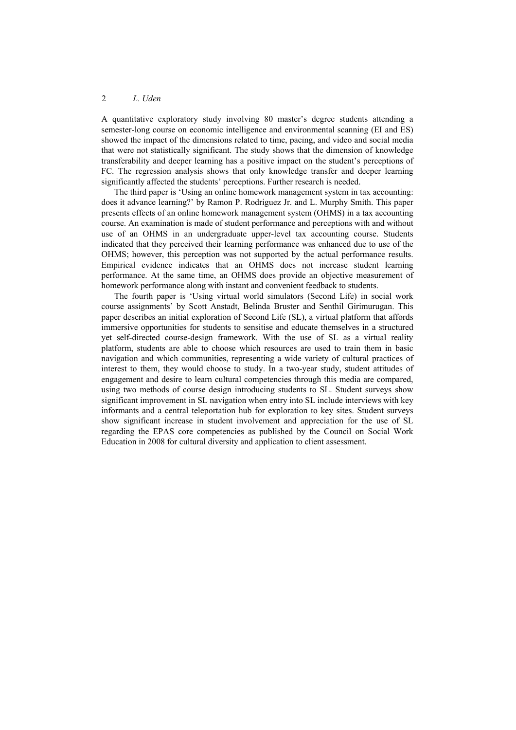A quantitative exploratory study involving 80 master's degree students attending a semester-long course on economic intelligence and environmental scanning (EI and ES) showed the impact of the dimensions related to time, pacing, and video and social media that were not statistically significant. The study shows that the dimension of knowledge transferability and deeper learning has a positive impact on the student's perceptions of FC. The regression analysis shows that only knowledge transfer and deeper learning significantly affected the students' perceptions. Further research is needed.

The third paper is 'Using an online homework management system in tax accounting: does it advance learning?' by Ramon P. Rodriguez Jr. and L. Murphy Smith. This paper presents effects of an online homework management system (OHMS) in a tax accounting course. An examination is made of student performance and perceptions with and without use of an OHMS in an undergraduate upper-level tax accounting course. Students indicated that they perceived their learning performance was enhanced due to use of the OHMS; however, this perception was not supported by the actual performance results. Empirical evidence indicates that an OHMS does not increase student learning performance. At the same time, an OHMS does provide an objective measurement of homework performance along with instant and convenient feedback to students.

The fourth paper is 'Using virtual world simulators (Second Life) in social work course assignments' by Scott Anstadt, Belinda Bruster and Senthil Girimurugan. This paper describes an initial exploration of Second Life (SL), a virtual platform that affords immersive opportunities for students to sensitise and educate themselves in a structured yet self-directed course-design framework. With the use of SL as a virtual reality platform, students are able to choose which resources are used to train them in basic navigation and which communities, representing a wide variety of cultural practices of interest to them, they would choose to study. In a two-year study, student attitudes of engagement and desire to learn cultural competencies through this media are compared, using two methods of course design introducing students to SL. Student surveys show significant improvement in SL navigation when entry into SL include interviews with key informants and a central teleportation hub for exploration to key sites. Student surveys show significant increase in student involvement and appreciation for the use of SL regarding the EPAS core competencies as published by the Council on Social Work Education in 2008 for cultural diversity and application to client assessment.